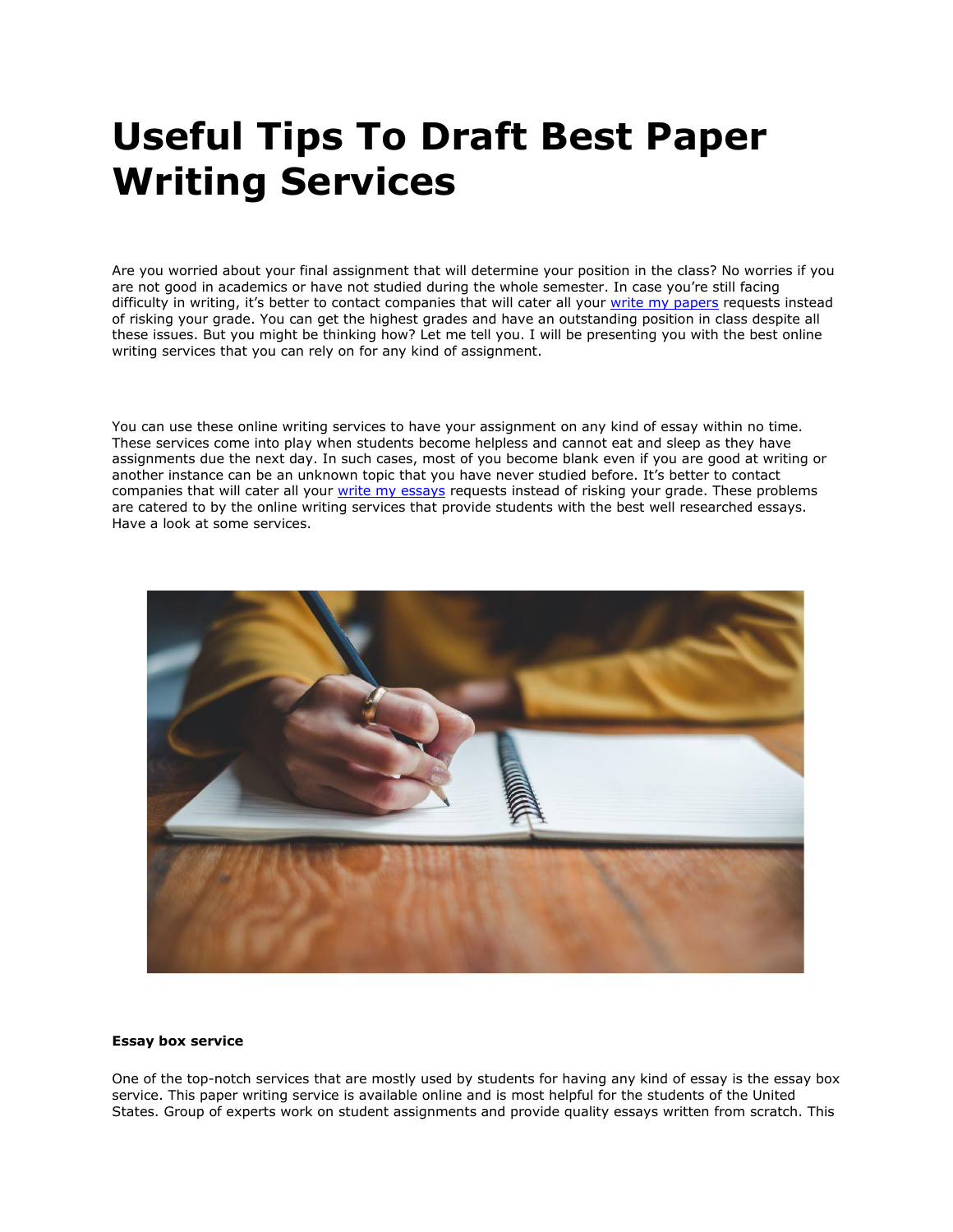# Useful Tips To Draft Best Paper Writing Services

Are you worried about your final assignment that will determine your position in the class? No worries if you are not good in academics or have not studied during the whole semester. In case you're still facing difficulty in writing, it's better to contact companies that will cater all your [write my papers] requests instead of risking your grade. You can get the highest grades and have an outstanding position in class despite all these issues. But you might be thinking how? Let me tell you. I will be presenting you with the best online writing services that you can rely on for any kind of assignment.

You can use these online writing services to have your assignment on any kind of essay within no time. These services come into play when students become helpless and cannot eat and sleep as they have assignments due the next day. In such cases, most of you become blank even if you are good at writing or another instance can be an unknown topic that you have never studied before. It's better to contact companies that will cater all your [write my essays] requests instead of risking your grade. These problems are catered to by the online writing services that provide students with the best well researched essays. Have a look at some services.

**Essay box service**

One of the top-notch services that are mostly used by students for having any kind of essay is the essay box service. This paper writing service is available online and is most helpful for the students of the United States. Group of experts work on student assignments and provide quality essays written from scratch. This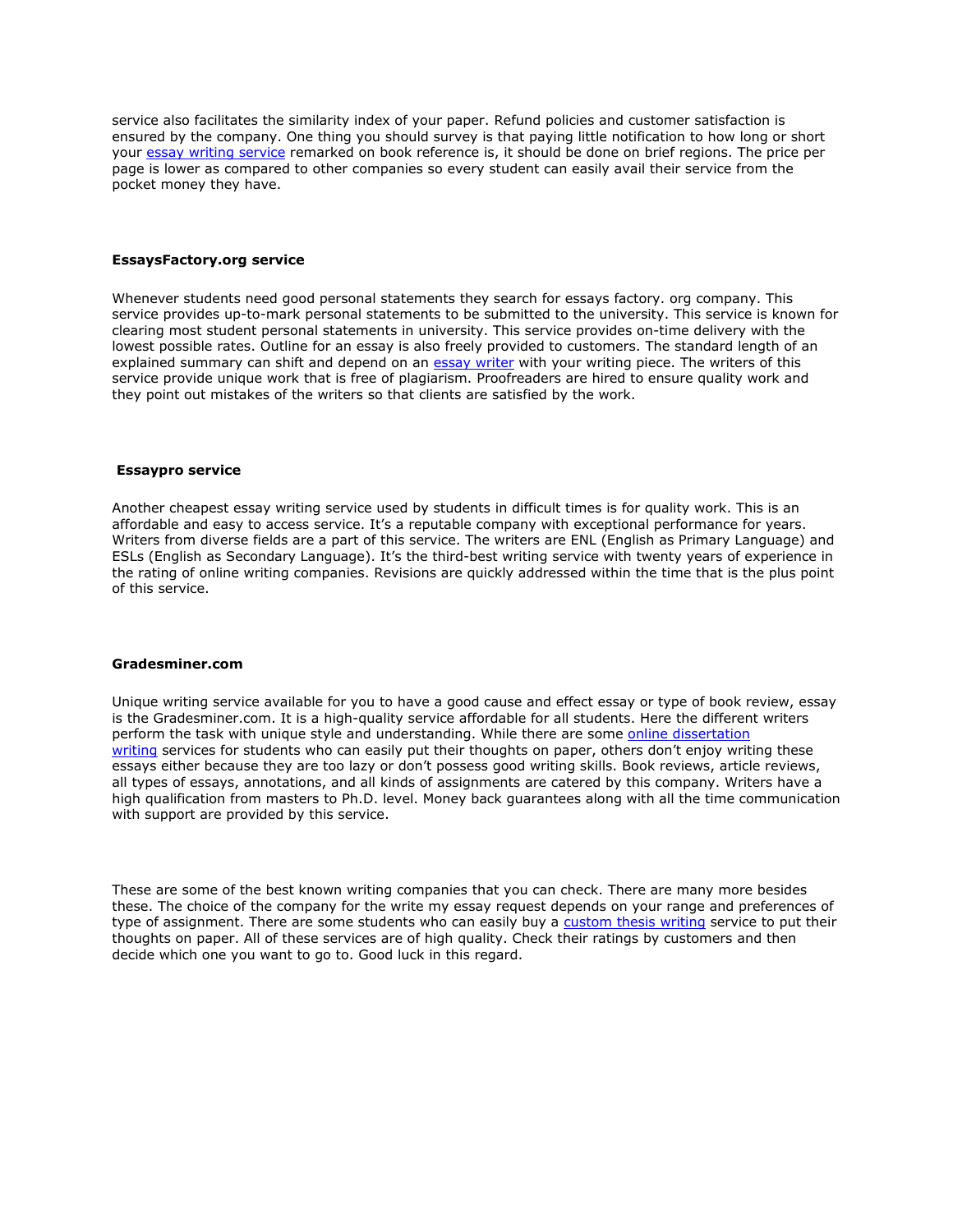service also facilitates the similarity index of your paper. Refund policies and customer satisfaction is ensured by the company. One thing you should survey is that paying little notification to how long or short your [essay writing service]() remarked on book reference is, it should be done on brief regions. The price per page is lower as compared to other companies so every student can easily avail their service from the pocket money they have.

**EssaysFactory.org service**

Whenever students need good personal statements they search for essays factory. org company. This service provides up-to-mark personal statements to be submitted to the university. This service is known for clearing most student personal statements in university. This service provides on-time delivery with the lowest possible rates. Outline for an essay is also freely provided to customers. The standard length of an explained summary can shift and depend on an [essay writer]() with your writing piece. The writers of this service provide unique work that is free of plagiarism. Proofreaders are hired to ensure quality work and they point out mistakes of the writers so that clients are satisfied by the work.

**Essaypro service**

Another cheapest essay writing service used by students in difficult times is for quality work. This is an affordable and easy to access service. It's a reputable company with exceptional performance for years. Writers from diverse fields are a part of this service. The writers are ENL (English as Primary Language) and ESLs (English as Secondary Language). It's the third-best writing service with twenty years of experience in the rating of online writing companies. Revisions are quickly addressed within the time that is the plus point of this service.

**Gradesminer.com**

Unique writing service available for you to have a good cause and effect essay or type of book review, essay is the Gradesminer.com. It is a high-quality service affordable for all students. Here the different writers perform the task with unique style and understanding. While there are some [online dissertation writing]() services for students who can easily put their thoughts on paper, others don't enjoy writing these essays either because they are too lazy or don't possess good writing skills. Book reviews, article reviews, all types of essays, annotations, and all kinds of assignments are catered by this company. Writers have a high qualification from masters to Ph.D. level. Money back guarantees along with all the time communication with support are provided by this service.

These are some of the best known writing companies that you can check. There are many more besides these. The choice of the company for the write my essay request depends on your range and preferences of type of assignment. There are some students who can easily buy a [custom thesis writing]() service to put their thoughts on paper. All of these services are of high quality. Check their ratings by customers and then decide which one you want to go to. Good luck in this regard.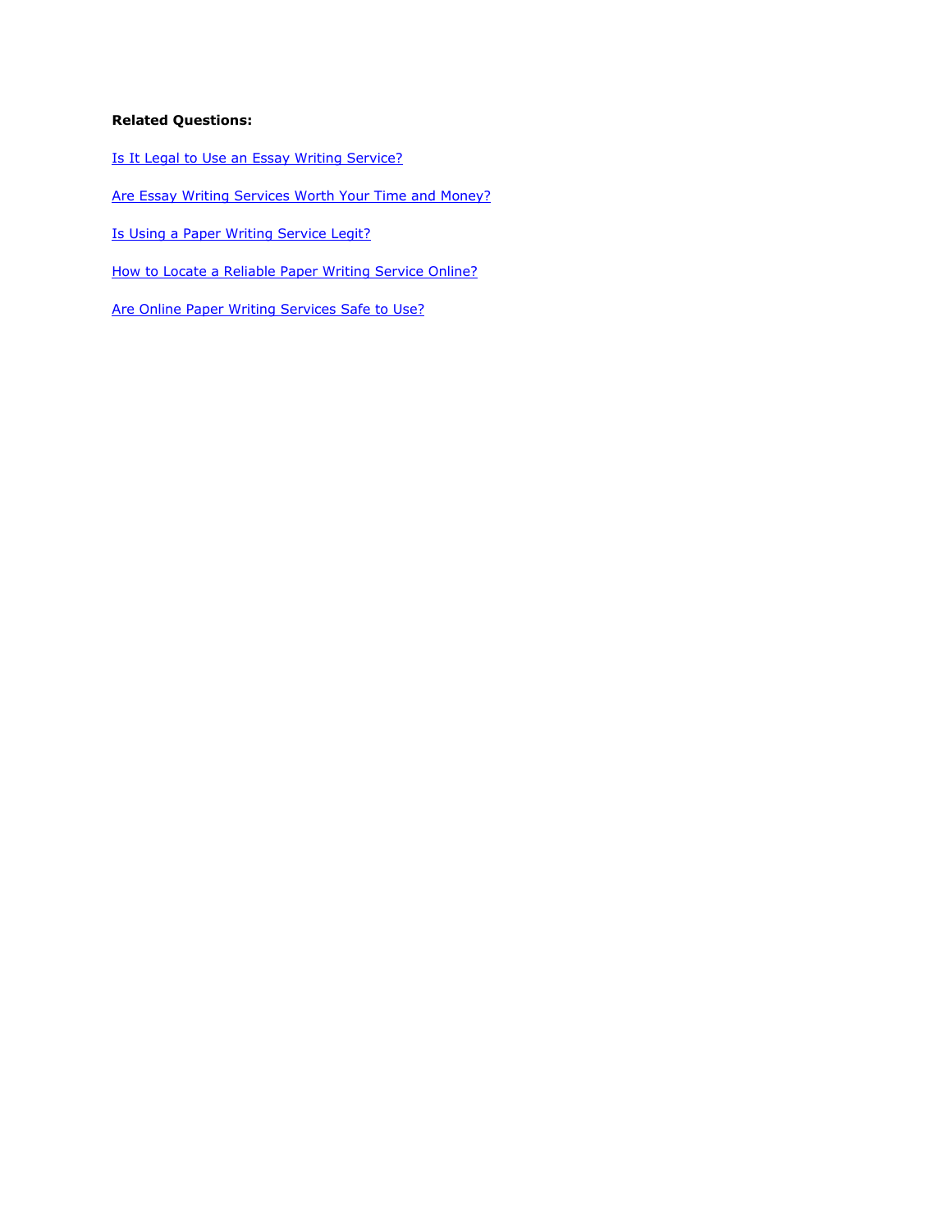**Related Questions:**

[Is It Legal to Use an Essay Writing Service?]()

[Are Essay Writing Services Worth Your Time and Money?]()

[Is Using a Paper Writing Service Legit?]()

[How to Locate a Reliable Paper Writing Service Online?]()

[Are Online Paper Writing Services Safe to Use?]()